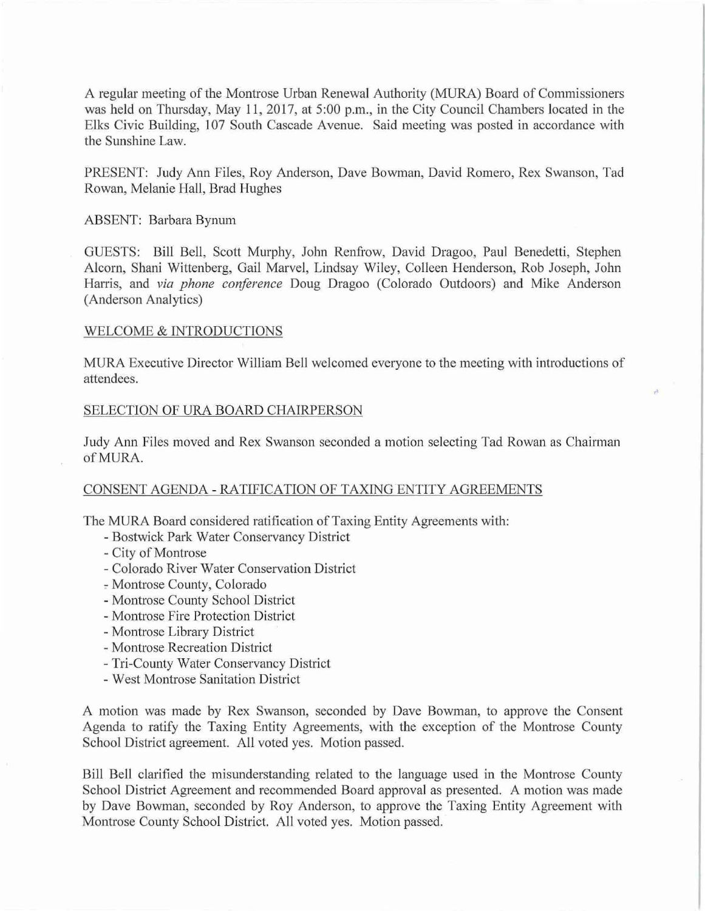A regular meeting of the Montrose Urban Renewal Authority (MURA) Board of Commissioners was held on Thursday, May 11, 2017, at 5:00 p.m., in the City Council Chambers located in the Elks Civic Building, 107 South Cascade Avenue. Said meeting was posted in accordance with the Sunshine Law.

PRESENT: Judy Ann Files, Roy Anderson, Dave Bowman, David Romero, Rex Swanson, Tad Rowan, Melanie Hall, Brad Hughes

ABSENT: Barbara Bynum

GUESTS: Bill Bell, Scott Murphy, John Renfrow, David Dragoo, Paul Benedetti, Stephen Alcorn, Shani Wittenberg, Gail Marvel, Lindsay Wiley, Colleen Henderson, Rob Joseph, John Harris, and *via phone conference* Doug Dragoo (Colorado Outdoors) and Mike Anderson (Anderson Analytics)

## WELCOME & INTRODUCTIONS

MURA Executive Director William Bell welcomed everyone to the meeting with introductions of attendees.

## SELECTION OF URA BOARD CHAIRPERSON

Judy Ann Files moved and Rex Swanson seconded a motion selecting Tad Rowan as Chairman of MURA.

## CONSENT AGENDA - RATIFICATION OF TAXING ENTITY AGREEMENTS

The MURA Board considered ratification of Taxing Entity Agreements with:

- Bostwick Park Water Conservancy District
- City of Montrose
- Colorado River Water Conservation District
- Montrose County, Colorado
- Montrose County School District
- Montrose Fire Protection District
- Montrose Library District
- Montrose Recreation District
- Tri-County Water Conservancy District
- West Montrose Sanitation District

A motion was made by Rex Swanson, seconded by Dave Bowman, to approve the Consent Agenda to ratify the Taxing Entity Agreements, with the exception of the Montrose County School District agreement. All voted yes. Motion passed.

Bill Bell clarified the misunderstanding related to the language used in the Montrose County School District Agreement and recommended Board approval as presented. A motion was made by Dave Bowman, seconded by Roy Anderson, to approve the Taxing Entity Agreement with Montrose County School District. All voted yes. Motion passed.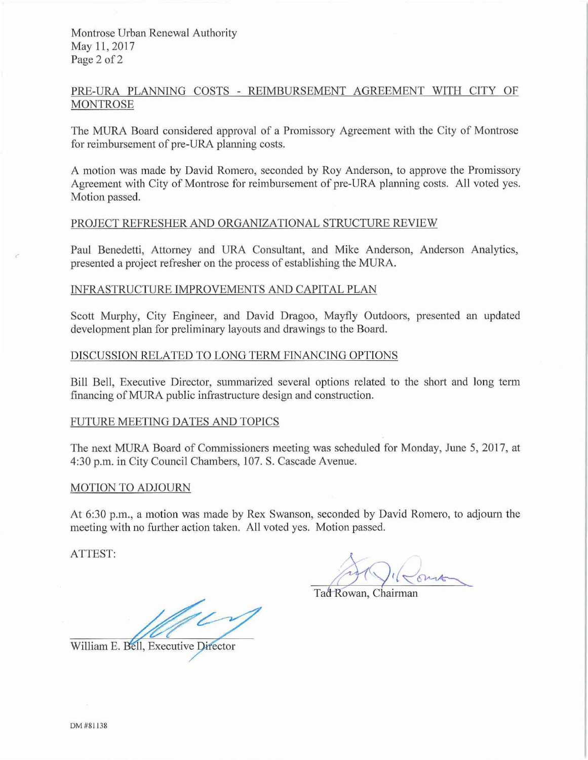## PRE-URA PLANNING COSTS - REIMBURSEMENT AGREEMENT WITH CITY OF MONTROSE

The MURA Board considered approval of a Promissory Agreement with the City of Montrose for reimbursement of pre-URA planning costs.

A motion was made by David Romero, seconded by Roy Anderson, to approve the Promissory Agreement with City of Montrose for reimbursement of pre-URA planning costs. All voted yes. Motion passed.

## PROJECT REFRESHER AND ORGANIZATIONAL STRUCTURE REVIEW

Paul Benedetti, Attorney and URA Consultant, and Mike Anderson, Anderson Analytics, presented a project refresher on the process of establishing the MURA.

## INFRASTRUCTURE IMPROVEMENTS AND CAPITAL PLAN

Scott Murphy, City Engineer, and David Dragoo, Mayfly Outdoors, presented an updated development plan for preliminary layouts and drawings to the Board.

## DISCUSSION RELATED TO LONG TERM FINANCING OPTIONS

Bill Bell, Executive Director, summarized several options related to the short and long term financing of MURA public infrastructure design and construction.

## FUTURE MEETING DATES AND TOPICS

The next MURA Board of Commissioners meeting was scheduled for Monday, June 5, 2017, at 4:30 p.m. in City Council Chambers, 107. S. Cascade Avenue.

## MOTION TO ADJOURN

At 6:30 p.m., a motion was made by Rex Swanson, seconded by David Romero, to adjourn the meeting with no further action taken. All voted yes. Motion passed.

ATTEST:

Tad Rowan, Chairman

William E. Bell, Executive Director

DM #81138